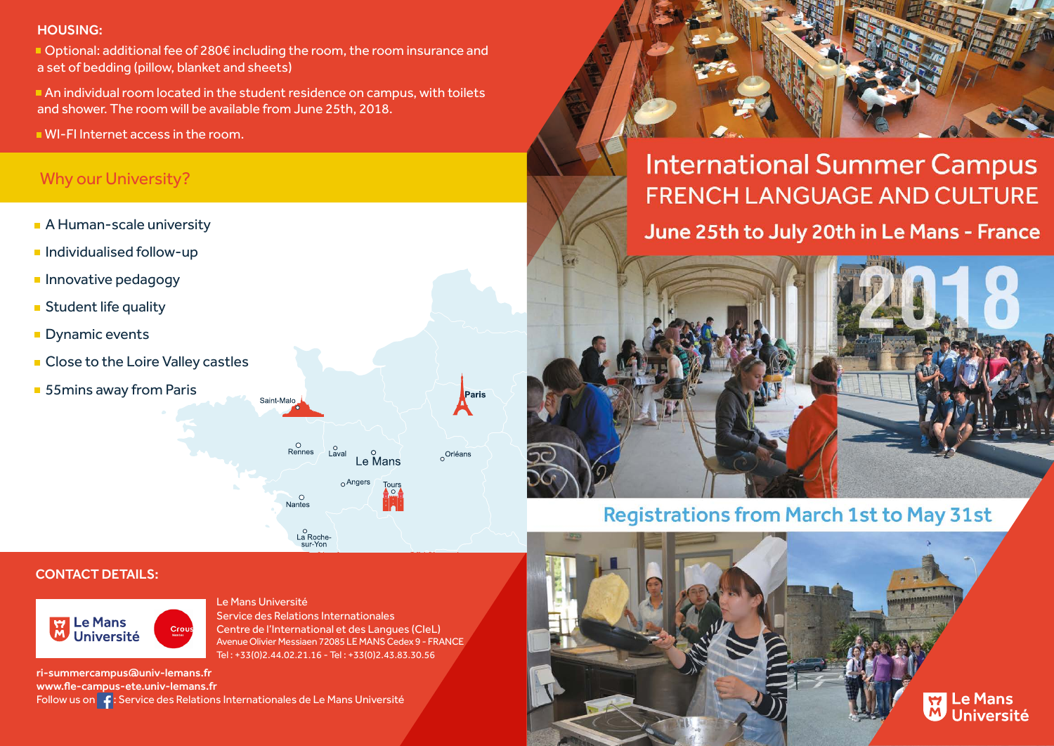## HOUSING:

- Optional: additional fee of 280€ including the room, the room insurance and a set of bedding (pillow, blanket and sheets)
- An individual room located in the student residence on campus, with toilets and shower. The room will be available from June 25th, 2018.
- WI-FI Internet access in the room.

## Why our University?

- A Human-scale university
- Individualised follow-up
- Innovative pedagogy
- Student life quality
- Dynamic events
- Close to the Loire Valley castles
- 55mins away from Paris

Saint-Malo, Paris, Rennes, Laval, Le Mans, Orléans, Angers, Tours, Nantes, La Roche-sur-Yon

## CONTACT DETAILS:

Le Mans Université
Crous

Le Mans Université
Service des Relations Internationales
Centre de l'International et des Langues (CIeL)
Avenue Olivier Messiaen 72085 LE MANS Cedex 9 - FRANCE
Tel : +33(0)2.44.02.21.16 - Tel : +33(0)2.43.83.30.56

**ri-summercampus@univ-lemans.fr**
**www.fle-campus-ete.univ-lemans.fr**
Follow us on : Service des Relations Internationales de Le Mans Université

# International Summer Campus
## FRENCH LANGUAGE AND CULTURE
### June 25th to July 20th in Le Mans - France

2018

### Registrations from March 1st to May 31st

Le Mans Université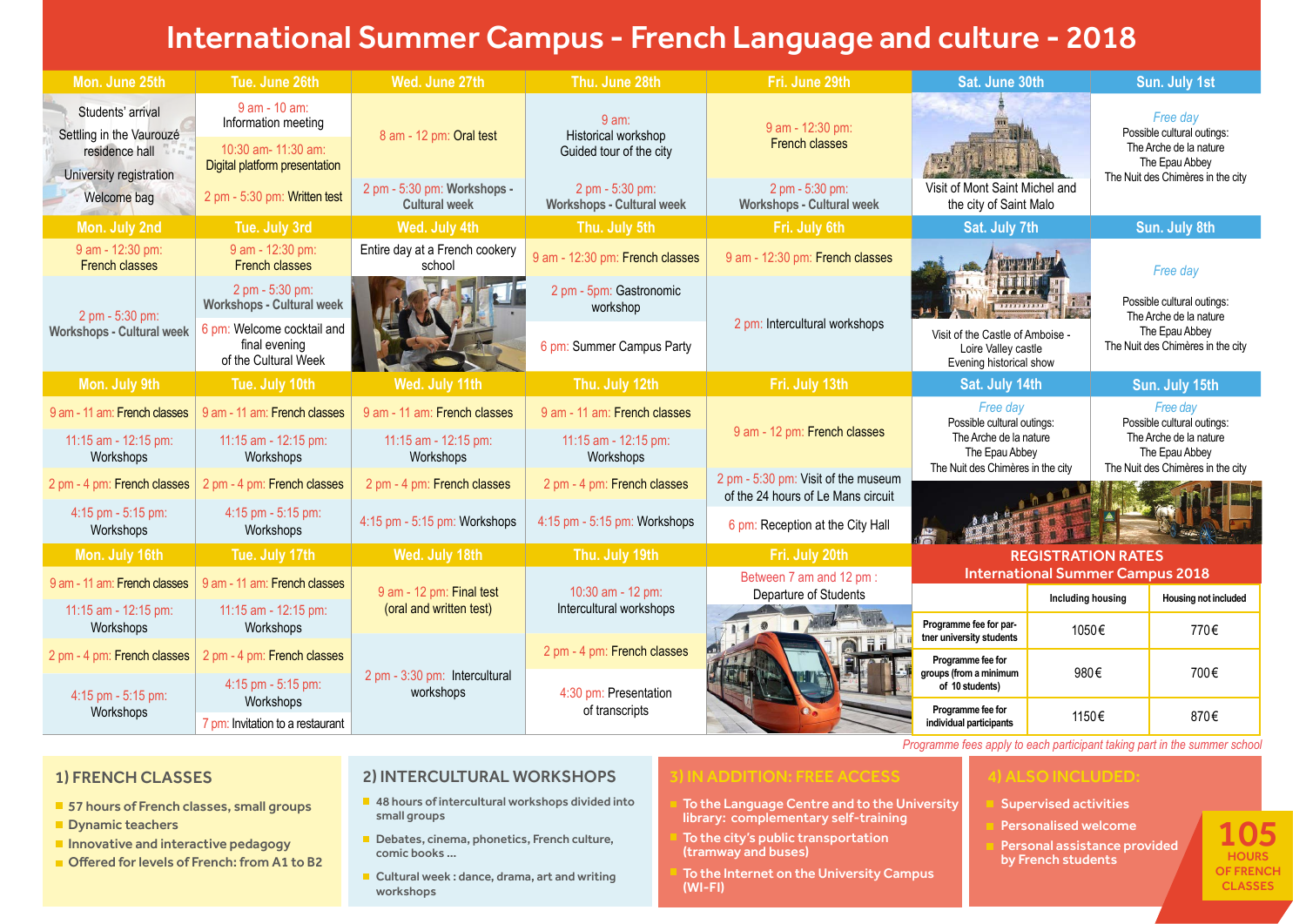# International Summer Campus - French Language and culture - 2018

| Mon. June 25th | Tue. June 26th | Wed. June 27th | Thu. June 28th | Fri. June 29th | Sat. June 30th | Sun. July 1st |
|---|---|---|---|---|---|---|
| Students' arrival<br>Settling in the Vaurouzé residence hall<br>University registration<br>Welcome bag | 9 am - 10 am: Information meeting<br>10:30 am- 11:30 am: Digital platform presentation<br>2 pm - 5:30 pm: Written test | 8 am - 12 pm: Oral test<br>2 pm - 5:30 pm: Workshops - Cultural week | 9 am: Historical workshop Guided tour of the city<br>2 pm - 5:30 pm: Workshops - Cultural week | 9 am - 12:30 pm: French classes<br>2 pm - 5:30 pm: Workshops - Cultural week | Visit of Mont Saint Michel and the city of Saint Malo | *Free day*<br>Possible cultural outings:<br>The Arche de la nature<br>The Epau Abbey<br>The Nuit des Chimères in the city |

| Mon. July 2nd | Tue. July 3rd | Wed. July 4th | Thu. July 5th | Fri. July 6th | Sat. July 7th | Sun. July 8th |
|---|---|---|---|---|---|---|
| 9 am - 12:30 pm: French classes<br>2 pm - 5:30 pm: Workshops - Cultural week | 9 am - 12:30 pm: French classes<br>2 pm - 5:30 pm: Workshops - Cultural week<br>6 pm: Welcome cocktail and final evening of the Cultural Week | Entire day at a French cookery school | 9 am - 12:30 pm: French classes<br>2 pm - 5pm: Gastronomic workshop<br>6 pm: Summer Campus Party | 9 am - 12:30 pm: French classes<br>2 pm: Intercultural workshops | Visit of the Castle of Amboise - Loire Valley castle<br>Evening historical show | *Free day*<br>Possible cultural outings:<br>The Arche de la nature<br>The Epau Abbey<br>The Nuit des Chimères in the city |

| Mon. July 9th | Tue. July 10th | Wed. July 11th | Thu. July 12th | Fri. July 13th | Sat. July 14th | Sun. July 15th |
|---|---|---|---|---|---|---|
| 9 am - 11 am: French classes<br>11:15 am - 12:15 pm: Workshops<br>2 pm - 4 pm: French classes<br>4:15 pm - 5:15 pm: Workshops | 9 am - 11 am: French classes<br>11:15 am - 12:15 pm: Workshops<br>2 pm - 4 pm: French classes<br>4:15 pm - 5:15 pm: Workshops | 9 am - 11 am: French classes<br>11:15 am - 12:15 pm: Workshops<br>2 pm - 4 pm: French classes<br>4:15 pm - 5:15 pm: Workshops | 9 am - 11 am: French classes<br>11:15 am - 12:15 pm: Workshops<br>2 pm - 4 pm: French classes<br>4:15 pm - 5:15 pm: Workshops | 9 am - 12 pm: French classes<br>2 pm - 5:30 pm: Visit of the museum of the 24 hours of Le Mans circuit<br>6 pm: Reception at the City Hall | *Free day*<br>Possible cultural outings:<br>The Arche de la nature<br>The Epau Abbey<br>The Nuit des Chimères in the city | *Free day*<br>Possible cultural outings:<br>The Arche de la nature<br>The Epau Abbey<br>The Nuit des Chimères in the city |

| Mon. July 16th | Tue. July 17th | Wed. July 18th | Thu. July 19th | Fri. July 20th |
|---|---|---|---|---|
| 9 am - 11 am: French classes<br>11:15 am - 12:15 pm: Workshops<br>2 pm - 4 pm: French classes<br>4:15 pm - 5:15 pm: Workshops | 9 am - 11 am: French classes<br>11:15 am - 12:15 pm: Workshops<br>2 pm - 4 pm: French classes<br>4:15 pm - 5:15 pm: Workshops<br>7 pm: Invitation to a restaurant | 9 am - 12 pm: Final test (oral and written test)<br>2 pm - 3:30 pm: Intercultural workshops | 10:30 am - 12 pm: Intercultural workshops<br>2 pm - 4 pm: French classes<br>4:30 pm: Presentation of transcripts | Between 7 am and 12 pm : Departure of Students |

## REGISTRATION RATES International Summer Campus 2018

| | Including housing | Housing not included |
|---|---|---|
| Programme fee for partner university students | 1050€ | 770€ |
| Programme fee for groups (from a minimum of 10 students) | 980€ | 700€ |
| Programme fee for individual participants | 1150€ | 870€ |

*Programme fees apply to each participant taking part in the summer school*

## 1) FRENCH CLASSES

- 57 hours of French classes, small groups
- Dynamic teachers
- Innovative and interactive pedagogy
- Offered for levels of French: from A1 to B2

## 2) INTERCULTURAL WORKSHOPS

- 48 hours of intercultural workshops divided into small groups
- Debates, cinema, phonetics, French culture, comic books ...
- Cultural week : dance, drama, art and writing workshops

## 3) IN ADDITION: FREE ACCESS

- To the Language Centre and to the University library: complementary self-training
- To the city's public transportation (tramway and buses)
- To the Internet on the University Campus (WI-FI)

## 4) ALSO INCLUDED:

- Supervised activities
- Personalised welcome
- Personal assistance provided by French students

**105 HOURS OF FRENCH CLASSES**